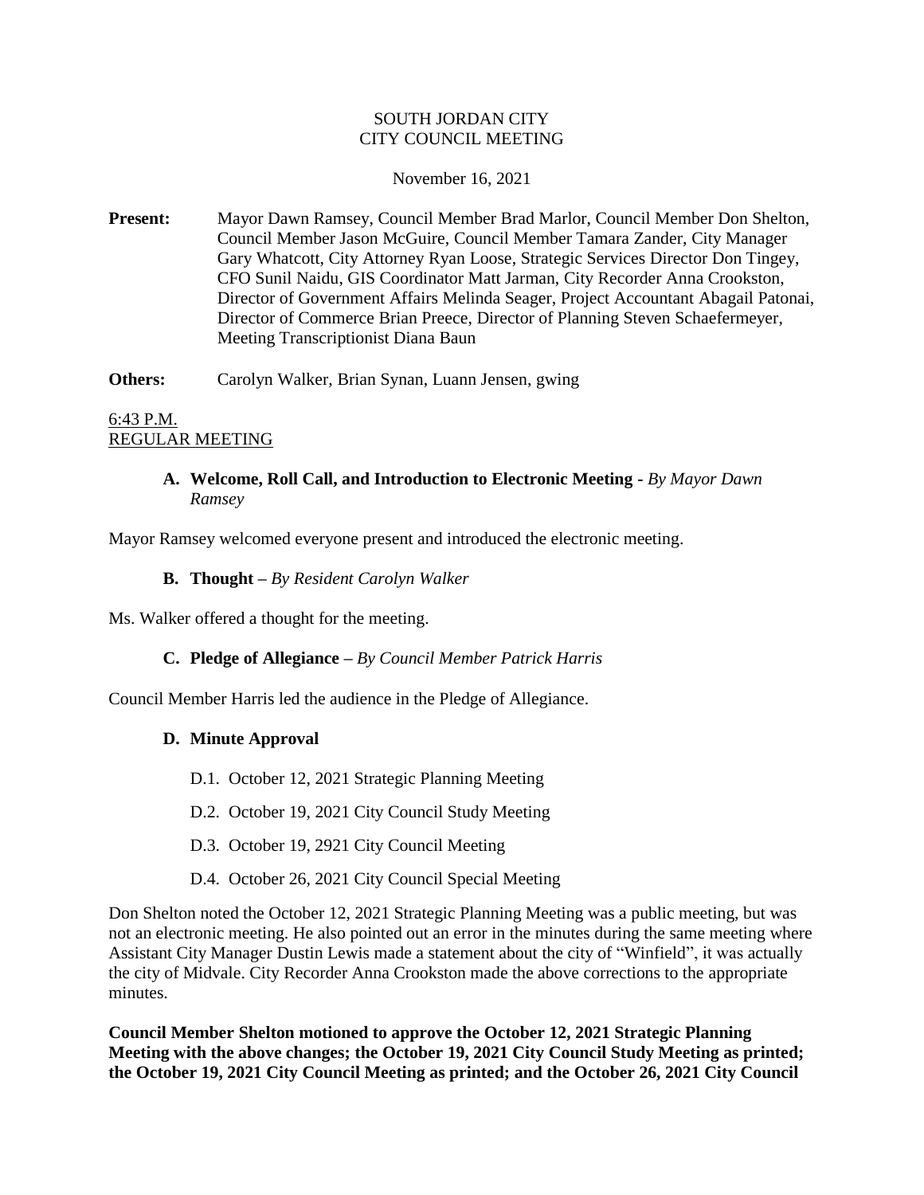SOUTH JORDAN CITY
CITY COUNCIL MEETING

November 16, 2021

**Present:** Mayor Dawn Ramsey, Council Member Brad Marlor, Council Member Don Shelton, Council Member Jason McGuire, Council Member Tamara Zander, City Manager Gary Whatcott, City Attorney Ryan Loose, Strategic Services Director Don Tingey, CFO Sunil Naidu, GIS Coordinator Matt Jarman, City Recorder Anna Crookston, Director of Government Affairs Melinda Seager, Project Accountant Abagail Patonai, Director of Commerce Brian Preece, Director of Planning Steven Schaefermeyer, Meeting Transcriptionist Diana Baun

**Others:** Carolyn Walker, Brian Synan, Luann Jensen, gwing

6:43 P.M.
REGULAR MEETING

**A. Welcome, Roll Call, and Introduction to Electronic Meeting -** *By Mayor Dawn Ramsey*

Mayor Ramsey welcomed everyone present and introduced the electronic meeting.

**B. Thought –** *By Resident Carolyn Walker*

Ms. Walker offered a thought for the meeting.

**C. Pledge of Allegiance –** *By Council Member Patrick Harris*

Council Member Harris led the audience in the Pledge of Allegiance.

**D. Minute Approval**

D.1. October 12, 2021 Strategic Planning Meeting

D.2. October 19, 2021 City Council Study Meeting

D.3. October 19, 2921 City Council Meeting

D.4. October 26, 2021 City Council Special Meeting

Don Shelton noted the October 12, 2021 Strategic Planning Meeting was a public meeting, but was not an electronic meeting. He also pointed out an error in the minutes during the same meeting where Assistant City Manager Dustin Lewis made a statement about the city of "Winfield", it was actually the city of Midvale. City Recorder Anna Crookston made the above corrections to the appropriate minutes.

**Council Member Shelton motioned to approve the October 12, 2021 Strategic Planning Meeting with the above changes; the October 19, 2021 City Council Study Meeting as printed; the October 19, 2021 City Council Meeting as printed; and the October 26, 2021 City Council**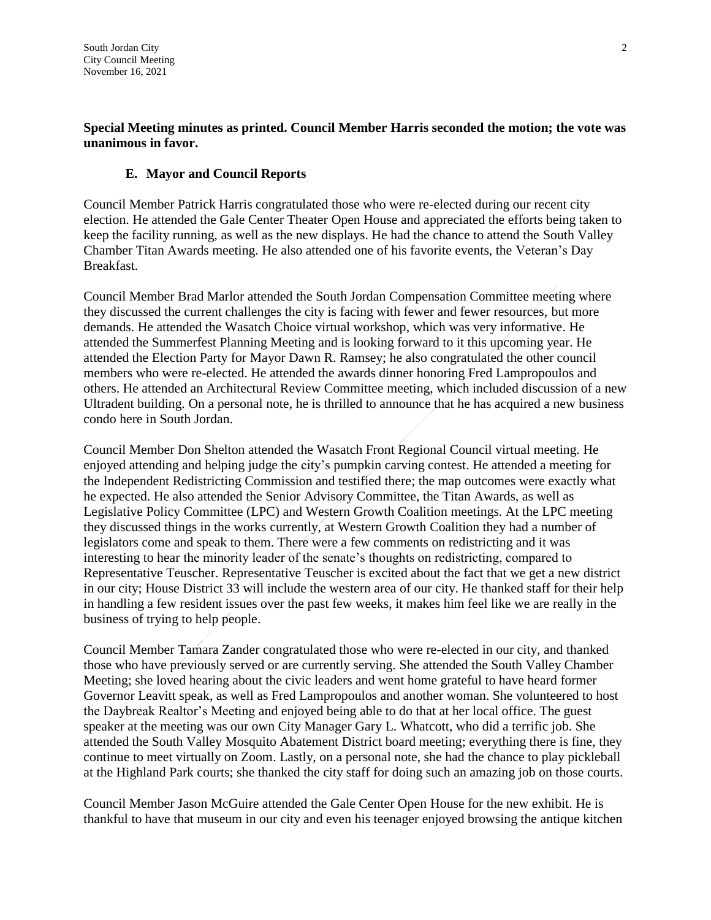**Special Meeting minutes as printed. Council Member Harris seconded the motion; the vote was unanimous in favor.**

### E. Mayor and Council Reports

Council Member Patrick Harris congratulated those who were re-elected during our recent city election. He attended the Gale Center Theater Open House and appreciated the efforts being taken to keep the facility running, as well as the new displays. He had the chance to attend the South Valley Chamber Titan Awards meeting. He also attended one of his favorite events, the Veteran's Day Breakfast.

Council Member Brad Marlor attended the South Jordan Compensation Committee meeting where they discussed the current challenges the city is facing with fewer and fewer resources, but more demands. He attended the Wasatch Choice virtual workshop, which was very informative. He attended the Summerfest Planning Meeting and is looking forward to it this upcoming year. He attended the Election Party for Mayor Dawn R. Ramsey; he also congratulated the other council members who were re-elected. He attended the awards dinner honoring Fred Lampropoulos and others. He attended an Architectural Review Committee meeting, which included discussion of a new Ultradent building. On a personal note, he is thrilled to announce that he has acquired a new business condo here in South Jordan.

Council Member Don Shelton attended the Wasatch Front Regional Council virtual meeting. He enjoyed attending and helping judge the city's pumpkin carving contest. He attended a meeting for the Independent Redistricting Commission and testified there; the map outcomes were exactly what he expected. He also attended the Senior Advisory Committee, the Titan Awards, as well as Legislative Policy Committee (LPC) and Western Growth Coalition meetings. At the LPC meeting they discussed things in the works currently, at Western Growth Coalition they had a number of legislators come and speak to them. There were a few comments on redistricting and it was interesting to hear the minority leader of the senate's thoughts on redistricting, compared to Representative Teuscher. Representative Teuscher is excited about the fact that we get a new district in our city; House District 33 will include the western area of our city. He thanked staff for their help in handling a few resident issues over the past few weeks, it makes him feel like we are really in the business of trying to help people.

Council Member Tamara Zander congratulated those who were re-elected in our city, and thanked those who have previously served or are currently serving. She attended the South Valley Chamber Meeting; she loved hearing about the civic leaders and went home grateful to have heard former Governor Leavitt speak, as well as Fred Lampropoulos and another woman. She volunteered to host the Daybreak Realtor's Meeting and enjoyed being able to do that at her local office. The guest speaker at the meeting was our own City Manager Gary L. Whatcott, who did a terrific job. She attended the South Valley Mosquito Abatement District board meeting; everything there is fine, they continue to meet virtually on Zoom. Lastly, on a personal note, she had the chance to play pickleball at the Highland Park courts; she thanked the city staff for doing such an amazing job on those courts.

Council Member Jason McGuire attended the Gale Center Open House for the new exhibit. He is thankful to have that museum in our city and even his teenager enjoyed browsing the antique kitchen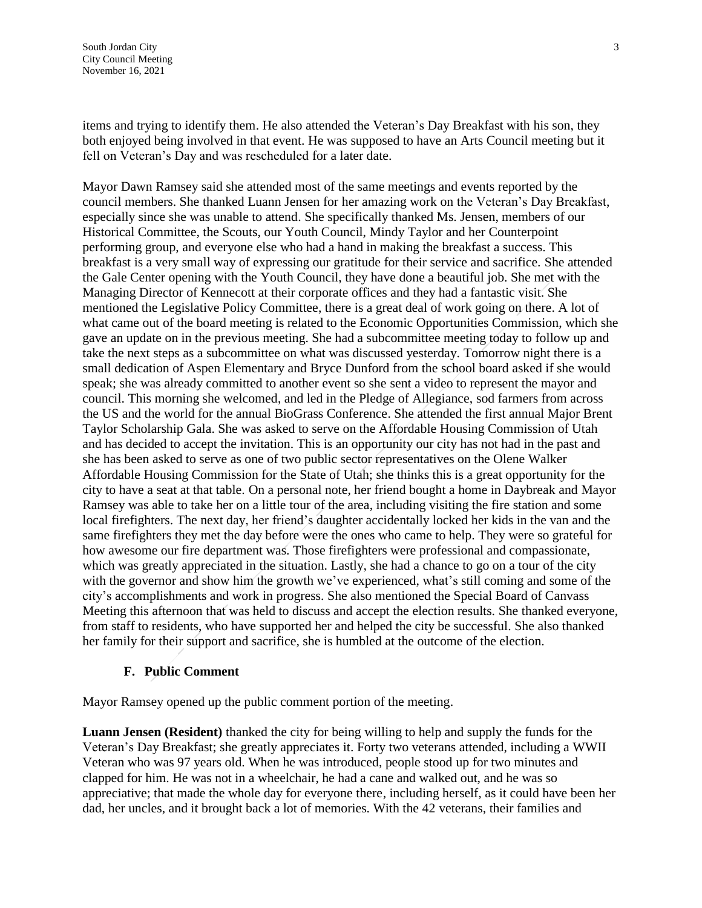items and trying to identify them. He also attended the Veteran's Day Breakfast with his son, they both enjoyed being involved in that event. He was supposed to have an Arts Council meeting but it fell on Veteran's Day and was rescheduled for a later date.

Mayor Dawn Ramsey said she attended most of the same meetings and events reported by the council members. She thanked Luann Jensen for her amazing work on the Veteran's Day Breakfast, especially since she was unable to attend. She specifically thanked Ms. Jensen, members of our Historical Committee, the Scouts, our Youth Council, Mindy Taylor and her Counterpoint performing group, and everyone else who had a hand in making the breakfast a success. This breakfast is a very small way of expressing our gratitude for their service and sacrifice. She attended the Gale Center opening with the Youth Council, they have done a beautiful job. She met with the Managing Director of Kennecott at their corporate offices and they had a fantastic visit. She mentioned the Legislative Policy Committee, there is a great deal of work going on there. A lot of what came out of the board meeting is related to the Economic Opportunities Commission, which she gave an update on in the previous meeting. She had a subcommittee meeting today to follow up and take the next steps as a subcommittee on what was discussed yesterday. Tomorrow night there is a small dedication of Aspen Elementary and Bryce Dunford from the school board asked if she would speak; she was already committed to another event so she sent a video to represent the mayor and council. This morning she welcomed, and led in the Pledge of Allegiance, sod farmers from across the US and the world for the annual BioGrass Conference. She attended the first annual Major Brent Taylor Scholarship Gala. She was asked to serve on the Affordable Housing Commission of Utah and has decided to accept the invitation. This is an opportunity our city has not had in the past and she has been asked to serve as one of two public sector representatives on the Olene Walker Affordable Housing Commission for the State of Utah; she thinks this is a great opportunity for the city to have a seat at that table. On a personal note, her friend bought a home in Daybreak and Mayor Ramsey was able to take her on a little tour of the area, including visiting the fire station and some local firefighters. The next day, her friend's daughter accidentally locked her kids in the van and the same firefighters they met the day before were the ones who came to help. They were so grateful for how awesome our fire department was. Those firefighters were professional and compassionate, which was greatly appreciated in the situation. Lastly, she had a chance to go on a tour of the city with the governor and show him the growth we've experienced, what's still coming and some of the city's accomplishments and work in progress. She also mentioned the Special Board of Canvass Meeting this afternoon that was held to discuss and accept the election results. She thanked everyone, from staff to residents, who have supported her and helped the city be successful. She also thanked her family for their support and sacrifice, she is humbled at the outcome of the election.

### F. Public Comment

Mayor Ramsey opened up the public comment portion of the meeting.

**Luann Jensen (Resident)** thanked the city for being willing to help and supply the funds for the Veteran's Day Breakfast; she greatly appreciates it. Forty two veterans attended, including a WWII Veteran who was 97 years old. When he was introduced, people stood up for two minutes and clapped for him. He was not in a wheelchair, he had a cane and walked out, and he was so appreciative; that made the whole day for everyone there, including herself, as it could have been her dad, her uncles, and it brought back a lot of memories. With the 42 veterans, their families and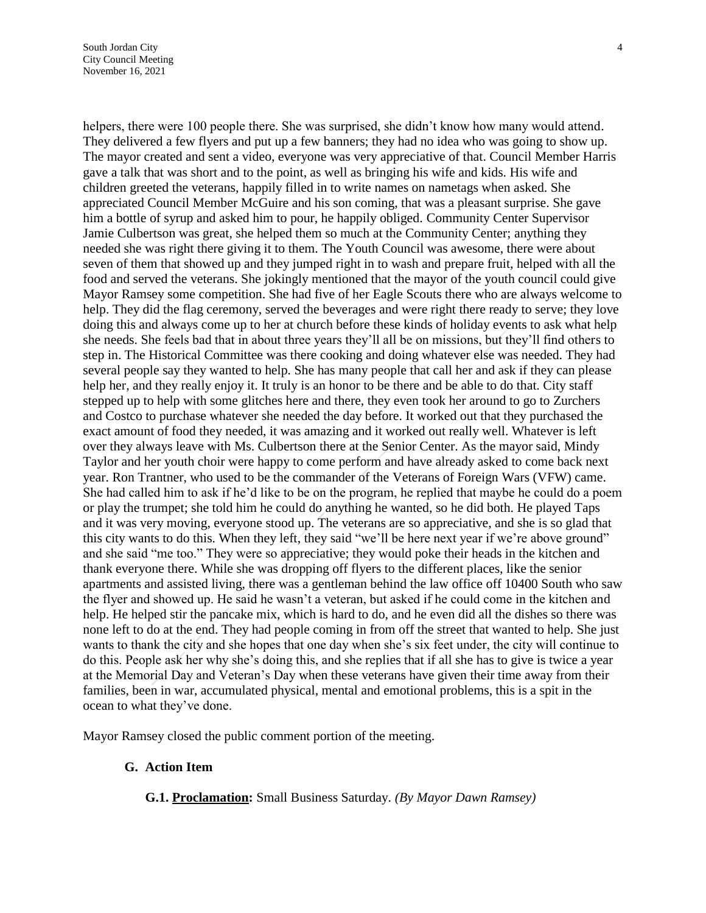helpers, there were 100 people there. She was surprised, she didn't know how many would attend. They delivered a few flyers and put up a few banners; they had no idea who was going to show up. The mayor created and sent a video, everyone was very appreciative of that. Council Member Harris gave a talk that was short and to the point, as well as bringing his wife and kids. His wife and children greeted the veterans, happily filled in to write names on nametags when asked. She appreciated Council Member McGuire and his son coming, that was a pleasant surprise. She gave him a bottle of syrup and asked him to pour, he happily obliged. Community Center Supervisor Jamie Culbertson was great, she helped them so much at the Community Center; anything they needed she was right there giving it to them. The Youth Council was awesome, there were about seven of them that showed up and they jumped right in to wash and prepare fruit, helped with all the food and served the veterans. She jokingly mentioned that the mayor of the youth council could give Mayor Ramsey some competition. She had five of her Eagle Scouts there who are always welcome to help. They did the flag ceremony, served the beverages and were right there ready to serve; they love doing this and always come up to her at church before these kinds of holiday events to ask what help she needs. She feels bad that in about three years they'll all be on missions, but they'll find others to step in. The Historical Committee was there cooking and doing whatever else was needed. They had several people say they wanted to help. She has many people that call her and ask if they can please help her, and they really enjoy it. It truly is an honor to be there and be able to do that. City staff stepped up to help with some glitches here and there, they even took her around to go to Zurchers and Costco to purchase whatever she needed the day before. It worked out that they purchased the exact amount of food they needed, it was amazing and it worked out really well. Whatever is left over they always leave with Ms. Culbertson there at the Senior Center. As the mayor said, Mindy Taylor and her youth choir were happy to come perform and have already asked to come back next year. Ron Trantner, who used to be the commander of the Veterans of Foreign Wars (VFW) came. She had called him to ask if he'd like to be on the program, he replied that maybe he could do a poem or play the trumpet; she told him he could do anything he wanted, so he did both. He played Taps and it was very moving, everyone stood up. The veterans are so appreciative, and she is so glad that this city wants to do this. When they left, they said "we'll be here next year if we're above ground" and she said "me too." They were so appreciative; they would poke their heads in the kitchen and thank everyone there. While she was dropping off flyers to the different places, like the senior apartments and assisted living, there was a gentleman behind the law office off 10400 South who saw the flyer and showed up. He said he wasn't a veteran, but asked if he could come in the kitchen and help. He helped stir the pancake mix, which is hard to do, and he even did all the dishes so there was none left to do at the end. They had people coming in from off the street that wanted to help. She just wants to thank the city and she hopes that one day when she's six feet under, the city will continue to do this. People ask her why she's doing this, and she replies that if all she has to give is twice a year at the Memorial Day and Veteran's Day when these veterans have given their time away from their families, been in war, accumulated physical, mental and emotional problems, this is a spit in the ocean to what they've done.

Mayor Ramsey closed the public comment portion of the meeting.

## G. Action Item

**G.1. Proclamation:** Small Business Saturday. *(By Mayor Dawn Ramsey)*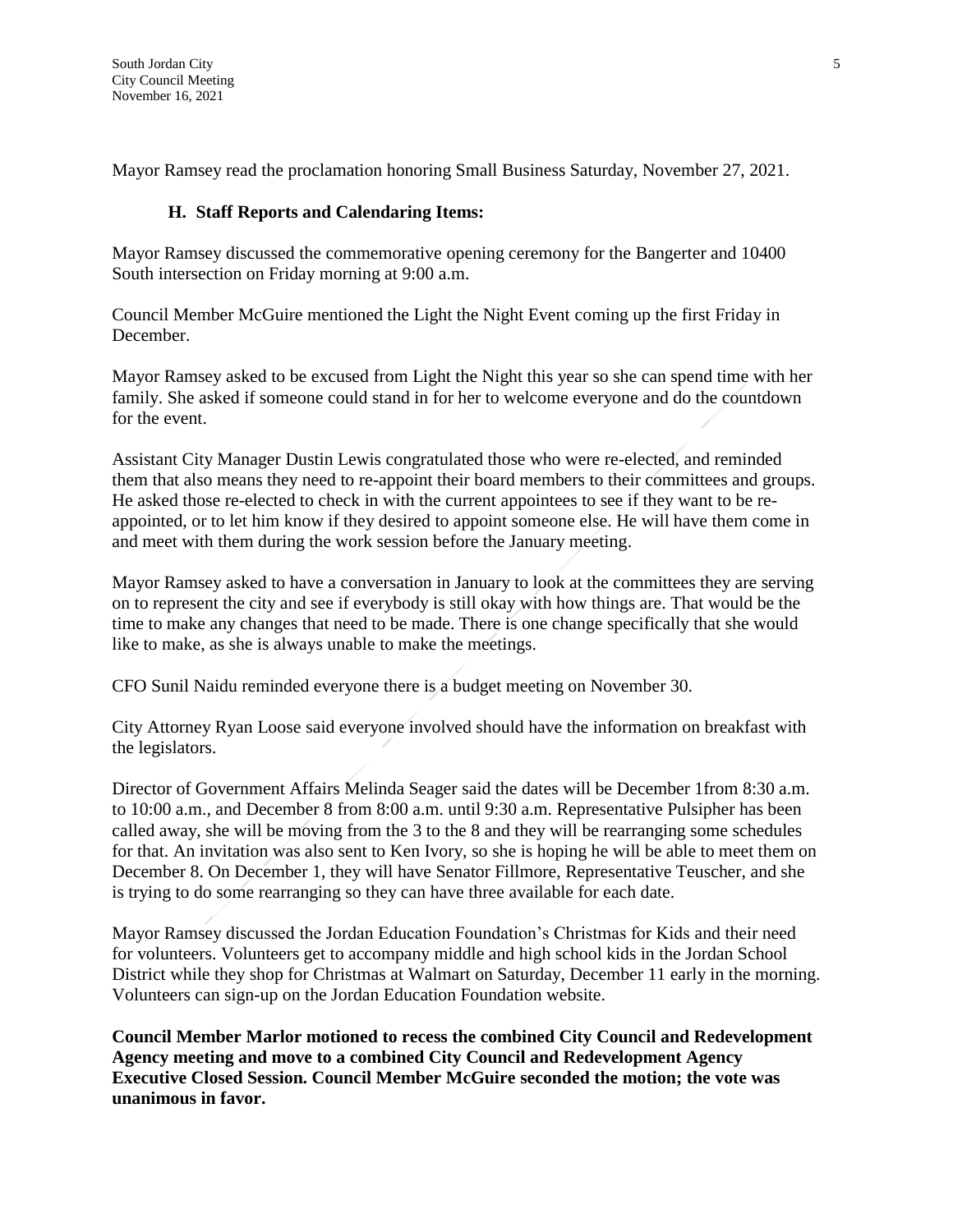Mayor Ramsey read the proclamation honoring Small Business Saturday, November 27, 2021.

### H. Staff Reports and Calendaring Items:

Mayor Ramsey discussed the commemorative opening ceremony for the Bangerter and 10400 South intersection on Friday morning at 9:00 a.m.

Council Member McGuire mentioned the Light the Night Event coming up the first Friday in December.

Mayor Ramsey asked to be excused from Light the Night this year so she can spend time with her family. She asked if someone could stand in for her to welcome everyone and do the countdown for the event.

Assistant City Manager Dustin Lewis congratulated those who were re-elected, and reminded them that also means they need to re-appoint their board members to their committees and groups. He asked those re-elected to check in with the current appointees to see if they want to be re-appointed, or to let him know if they desired to appoint someone else. He will have them come in and meet with them during the work session before the January meeting.

Mayor Ramsey asked to have a conversation in January to look at the committees they are serving on to represent the city and see if everybody is still okay with how things are. That would be the time to make any changes that need to be made. There is one change specifically that she would like to make, as she is always unable to make the meetings.

CFO Sunil Naidu reminded everyone there is a budget meeting on November 30.

City Attorney Ryan Loose said everyone involved should have the information on breakfast with the legislators.

Director of Government Affairs Melinda Seager said the dates will be December 1from 8:30 a.m. to 10:00 a.m., and December 8 from 8:00 a.m. until 9:30 a.m. Representative Pulsipher has been called away, she will be moving from the 3 to the 8 and they will be rearranging some schedules for that. An invitation was also sent to Ken Ivory, so she is hoping he will be able to meet them on December 8. On December 1, they will have Senator Fillmore, Representative Teuscher, and she is trying to do some rearranging so they can have three available for each date.

Mayor Ramsey discussed the Jordan Education Foundation's Christmas for Kids and their need for volunteers. Volunteers get to accompany middle and high school kids in the Jordan School District while they shop for Christmas at Walmart on Saturday, December 11 early in the morning. Volunteers can sign-up on the Jordan Education Foundation website.

**Council Member Marlor motioned to recess the combined City Council and Redevelopment Agency meeting and move to a combined City Council and Redevelopment Agency Executive Closed Session. Council Member McGuire seconded the motion; the vote was unanimous in favor.**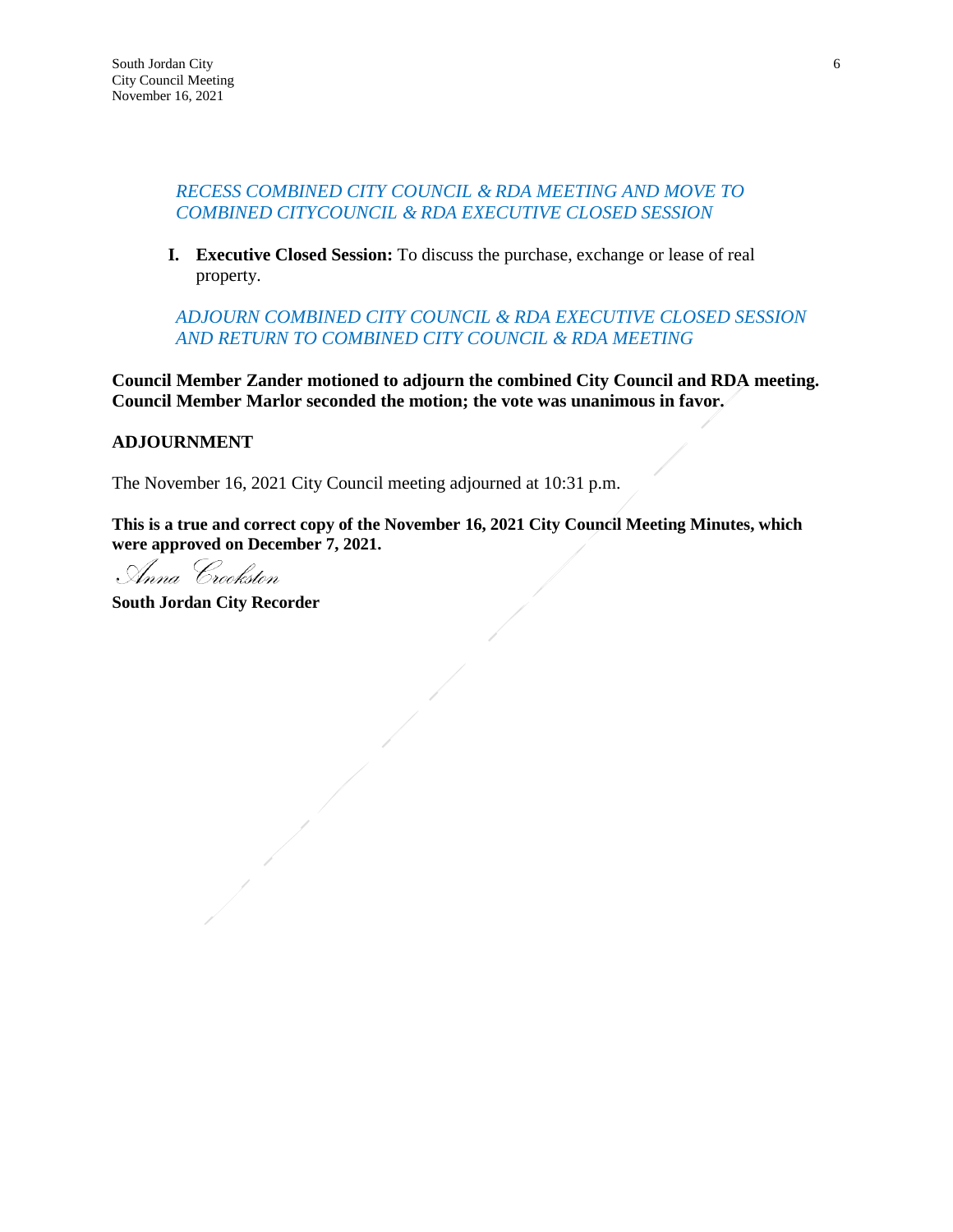*RECESS COMBINED CITY COUNCIL & RDA MEETING AND MOVE TO COMBINED CITYCOUNCIL & RDA EXECUTIVE CLOSED SESSION*

**I. Executive Closed Session:** To discuss the purchase, exchange or lease of real property.

*ADJOURN COMBINED CITY COUNCIL & RDA EXECUTIVE CLOSED SESSION AND RETURN TO COMBINED CITY COUNCIL & RDA MEETING*

**Council Member Zander motioned to adjourn the combined City Council and RDA meeting. Council Member Marlor seconded the motion; the vote was unanimous in favor.**

**ADJOURNMENT**

The November 16, 2021 City Council meeting adjourned at 10:31 p.m.

**This is a true and correct copy of the November 16, 2021 City Council Meeting Minutes, which were approved on December 7, 2021.**

*Anna Crookston*

**South Jordan City Recorder**